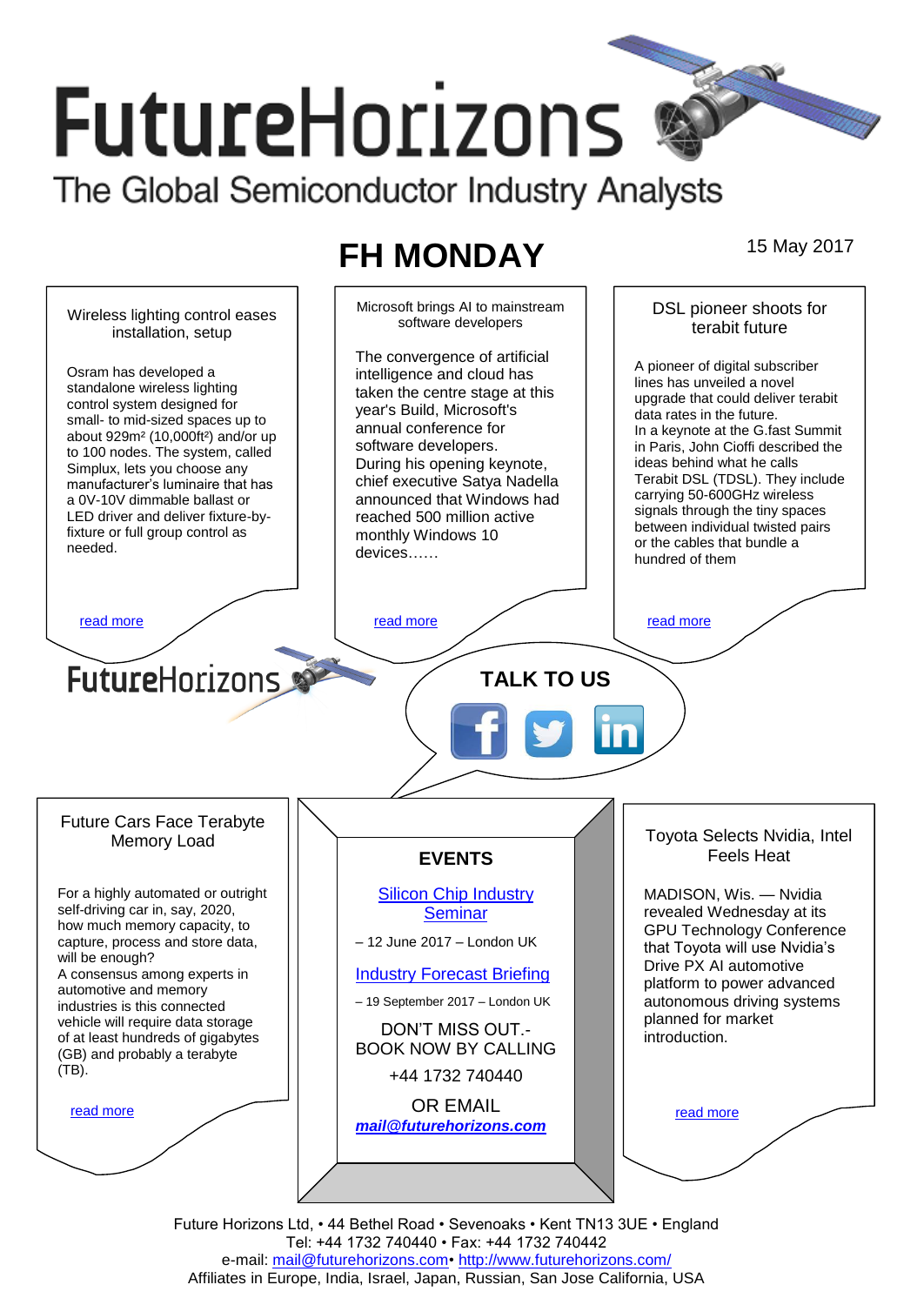# FutureHorizons

The Global Semiconductor Industry Analysts

## FH MONDAY

15 May 2017

### Wireless lighting control eases installation, setup

Osram has developed a standalone wireless lighting control system designed for small- to mid-sized spaces up to about 929m² (10,000ft²) and/or up to 100 nodes. The system, called Simplux, lets you choose any manufacturer's luminaire that has a 0V-10V dimmable ballast or LED driver and deliver fixture-by-fixture or full group control as needed.

read more

### Microsoft brings AI to mainstream software developers

The convergence of artificial intelligence and cloud has taken the centre stage at this year's Build, Microsoft's annual conference for software developers.

During his opening keynote, chief executive Satya Nadella announced that Windows had reached 500 million active monthly Windows 10 devices……

read more

### DSL pioneer shoots for terabit future

A pioneer of digital subscriber lines has unveiled a novel upgrade that could deliver terabit data rates in the future.

In a keynote at the G.fast Summit in Paris, John Cioffi described the ideas behind what he calls Terabit DSL (TDSL). They include carrying 50-600GHz wireless signals through the tiny spaces between individual twisted pairs or the cables that bundle a hundred of them

read more

FutureHorizons

**TALK TO US**

### Future Cars Face Terabyte Memory Load

For a highly automated or outright self-driving car in, say, 2020, how much memory capacity, to capture, process and store data, will be enough?

A consensus among experts in automotive and memory industries is this connected vehicle will require data storage of at least hundreds of gigabytes (GB) and probably a terabyte (TB).

read more

### EVENTS

Silicon Chip Industry Seminar

– 12 June 2017 – London UK

Industry Forecast Briefing

– 19 September 2017 – London UK

DON'T MISS OUT.- BOOK NOW BY CALLING

+44 1732 740440

OR EMAIL

***mail@futurehorizons.com***

### Toyota Selects Nvidia, Intel Feels Heat

MADISON, Wis. — Nvidia revealed Wednesday at its GPU Technology Conference that Toyota will use Nvidia's Drive PX AI automotive platform to power advanced autonomous driving systems planned for market introduction.

read more

Future Horizons Ltd, • 44 Bethel Road • Sevenoaks • Kent TN13 3UE • England
Tel: +44 1732 740440 • Fax: +44 1732 740442
e-mail: mail@futurehorizons.com• http://www.futurehorizons.com/
Affiliates in Europe, India, Israel, Japan, Russian, San Jose California, USA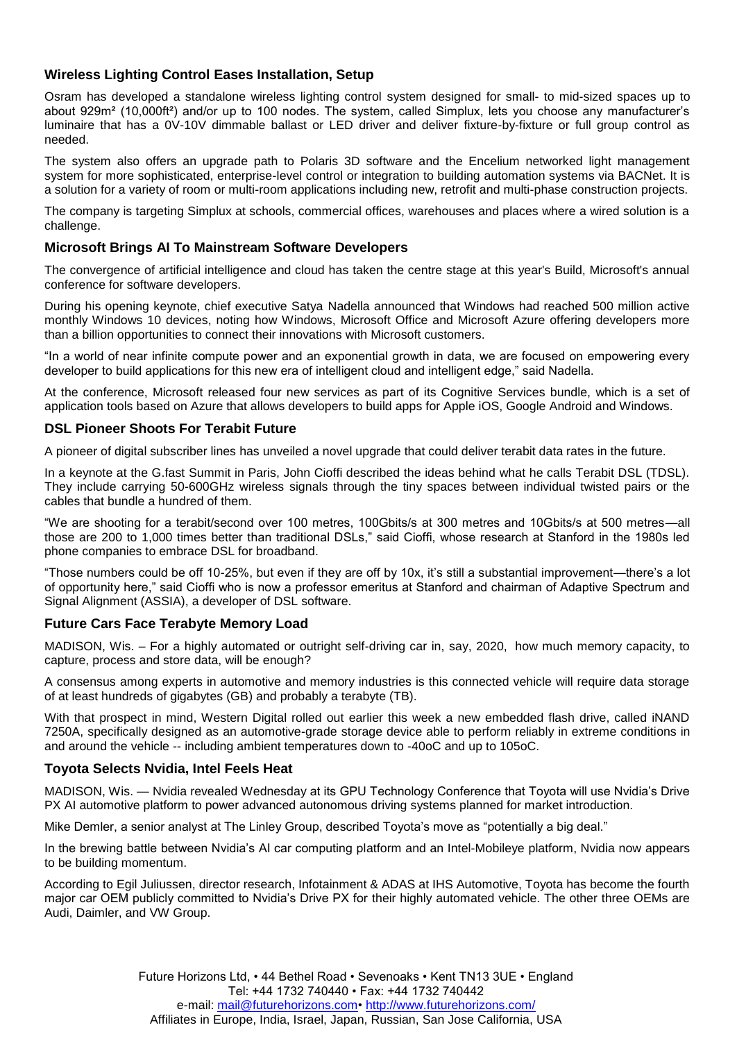### Wireless Lighting Control Eases Installation, Setup

Osram has developed a standalone wireless lighting control system designed for small- to mid-sized spaces up to about 929$m^2$ (10,000$ft^2$) and/or up to 100 nodes. The system, called Simplux, lets you choose any manufacturer's luminaire that has a 0V-10V dimmable ballast or LED driver and deliver fixture-by-fixture or full group control as needed.

The system also offers an upgrade path to Polaris 3D software and the Encelium networked light management system for more sophisticated, enterprise-level control or integration to building automation systems via BACNet. It is a solution for a variety of room or multi-room applications including new, retrofit and multi-phase construction projects.

The company is targeting Simplux at schools, commercial offices, warehouses and places where a wired solution is a challenge.

### Microsoft Brings AI To Mainstream Software Developers

The convergence of artificial intelligence and cloud has taken the centre stage at this year's Build, Microsoft's annual conference for software developers.

During his opening keynote, chief executive Satya Nadella announced that Windows had reached 500 million active monthly Windows 10 devices, noting how Windows, Microsoft Office and Microsoft Azure offering developers more than a billion opportunities to connect their innovations with Microsoft customers.

"In a world of near infinite compute power and an exponential growth in data, we are focused on empowering every developer to build applications for this new era of intelligent cloud and intelligent edge," said Nadella.

At the conference, Microsoft released four new services as part of its Cognitive Services bundle, which is a set of application tools based on Azure that allows developers to build apps for Apple iOS, Google Android and Windows.

### DSL Pioneer Shoots For Terabit Future

A pioneer of digital subscriber lines has unveiled a novel upgrade that could deliver terabit data rates in the future.

In a keynote at the G.fast Summit in Paris, John Cioffi described the ideas behind what he calls Terabit DSL (TDSL). They include carrying 50-600GHz wireless signals through the tiny spaces between individual twisted pairs or the cables that bundle a hundred of them.

"We are shooting for a terabit/second over 100 metres, 100Gbits/s at 300 metres and 10Gbits/s at 500 metres—all those are 200 to 1,000 times better than traditional DSLs," said Cioffi, whose research at Stanford in the 1980s led phone companies to embrace DSL for broadband.

"Those numbers could be off 10-25%, but even if they are off by 10x, it's still a substantial improvement—there's a lot of opportunity here," said Cioffi who is now a professor emeritus at Stanford and chairman of Adaptive Spectrum and Signal Alignment (ASSIA), a developer of DSL software.

### Future Cars Face Terabyte Memory Load

MADISON, Wis. – For a highly automated or outright self-driving car in, say, 2020, how much memory capacity, to capture, process and store data, will be enough?

A consensus among experts in automotive and memory industries is this connected vehicle will require data storage of at least hundreds of gigabytes (GB) and probably a terabyte (TB).

With that prospect in mind, Western Digital rolled out earlier this week a new embedded flash drive, called iNAND 7250A, specifically designed as an automotive-grade storage device able to perform reliably in extreme conditions in and around the vehicle -- including ambient temperatures down to -40oC and up to 105oC.

### Toyota Selects Nvidia, Intel Feels Heat

MADISON, Wis. — Nvidia revealed Wednesday at its GPU Technology Conference that Toyota will use Nvidia's Drive PX AI automotive platform to power advanced autonomous driving systems planned for market introduction.

Mike Demler, a senior analyst at The Linley Group, described Toyota's move as "potentially a big deal."

In the brewing battle between Nvidia's AI car computing platform and an Intel-Mobileye platform, Nvidia now appears to be building momentum.

According to Egil Juliussen, director research, Infotainment & ADAS at IHS Automotive, Toyota has become the fourth major car OEM publicly committed to Nvidia's Drive PX for their highly automated vehicle. The other three OEMs are Audi, Daimler, and VW Group.